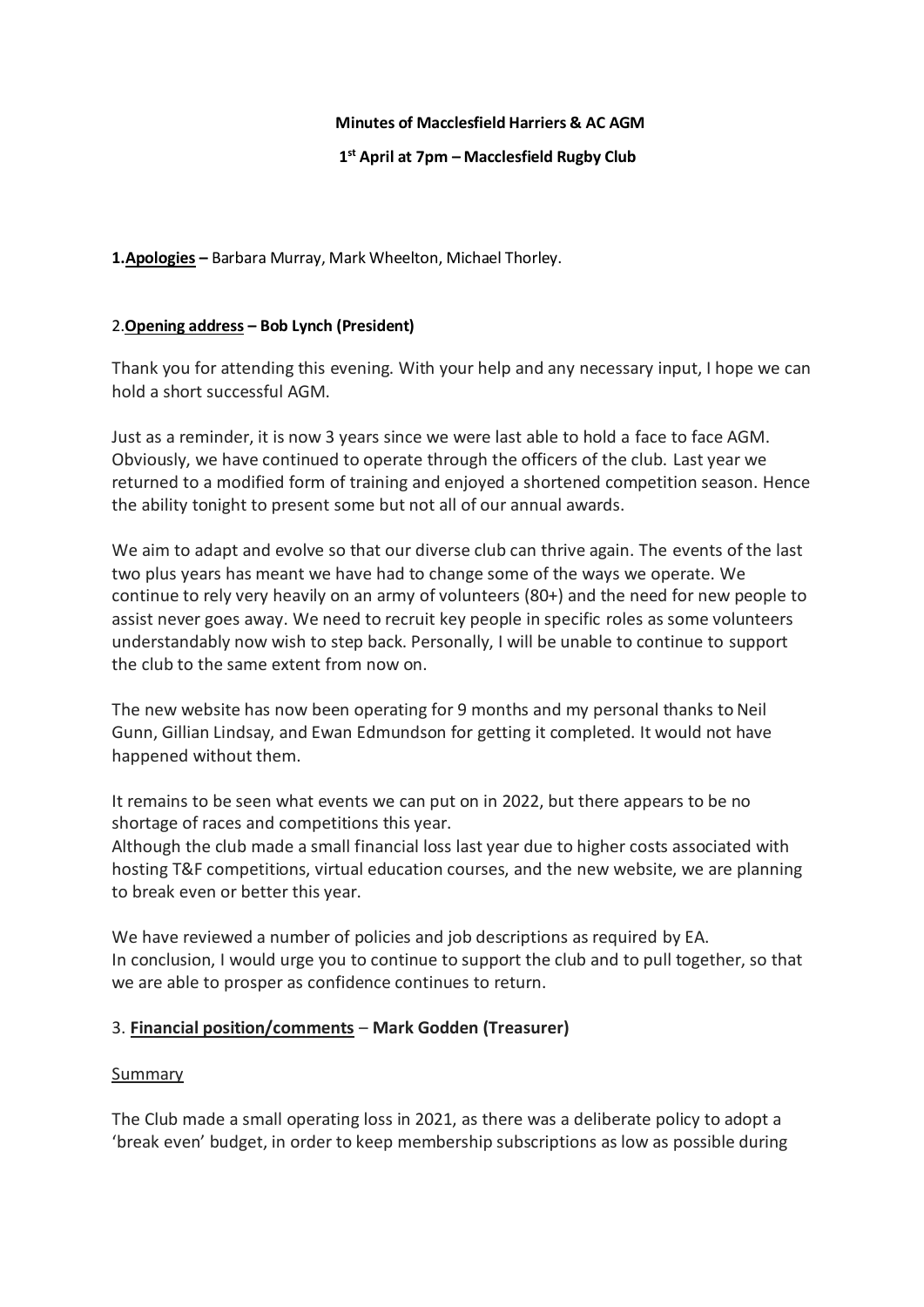**Minutes of Macclesfield Harriers & AC AGM**

**1st April at 7pm – Macclesfield Rugby Club**

**1.Apologies –** Barbara Murray, Mark Wheelton, Michael Thorley.

2.**Opening address – Bob Lynch (President)**

Thank you for attending this evening. With your help and any necessary input, I hope we can hold a short successful AGM.

Just as a reminder, it is now 3 years since we were last able to hold a face to face AGM. Obviously, we have continued to operate through the officers of the club. Last year we returned to a modified form of training and enjoyed a shortened competition season. Hence the ability tonight to present some but not all of our annual awards.

We aim to adapt and evolve so that our diverse club can thrive again. The events of the last two plus years has meant we have had to change some of the ways we operate. We continue to rely very heavily on an army of volunteers (80+) and the need for new people to assist never goes away. We need to recruit key people in specific roles as some volunteers understandably now wish to step back. Personally, I will be unable to continue to support the club to the same extent from now on.

The new website has now been operating for 9 months and my personal thanks to Neil Gunn, Gillian Lindsay, and Ewan Edmundson for getting it completed. It would not have happened without them.

It remains to be seen what events we can put on in 2022, but there appears to be no shortage of races and competitions this year.
Although the club made a small financial loss last year due to higher costs associated with hosting T&F competitions, virtual education courses, and the new website, we are planning to break even or better this year.

We have reviewed a number of policies and job descriptions as required by EA.
In conclusion, I would urge you to continue to support the club and to pull together, so that we are able to prosper as confidence continues to return.

3. **Financial position/comments** – **Mark Godden (Treasurer)**

Summary

The Club made a small operating loss in 2021, as there was a deliberate policy to adopt a 'break even' budget, in order to keep membership subscriptions as low as possible during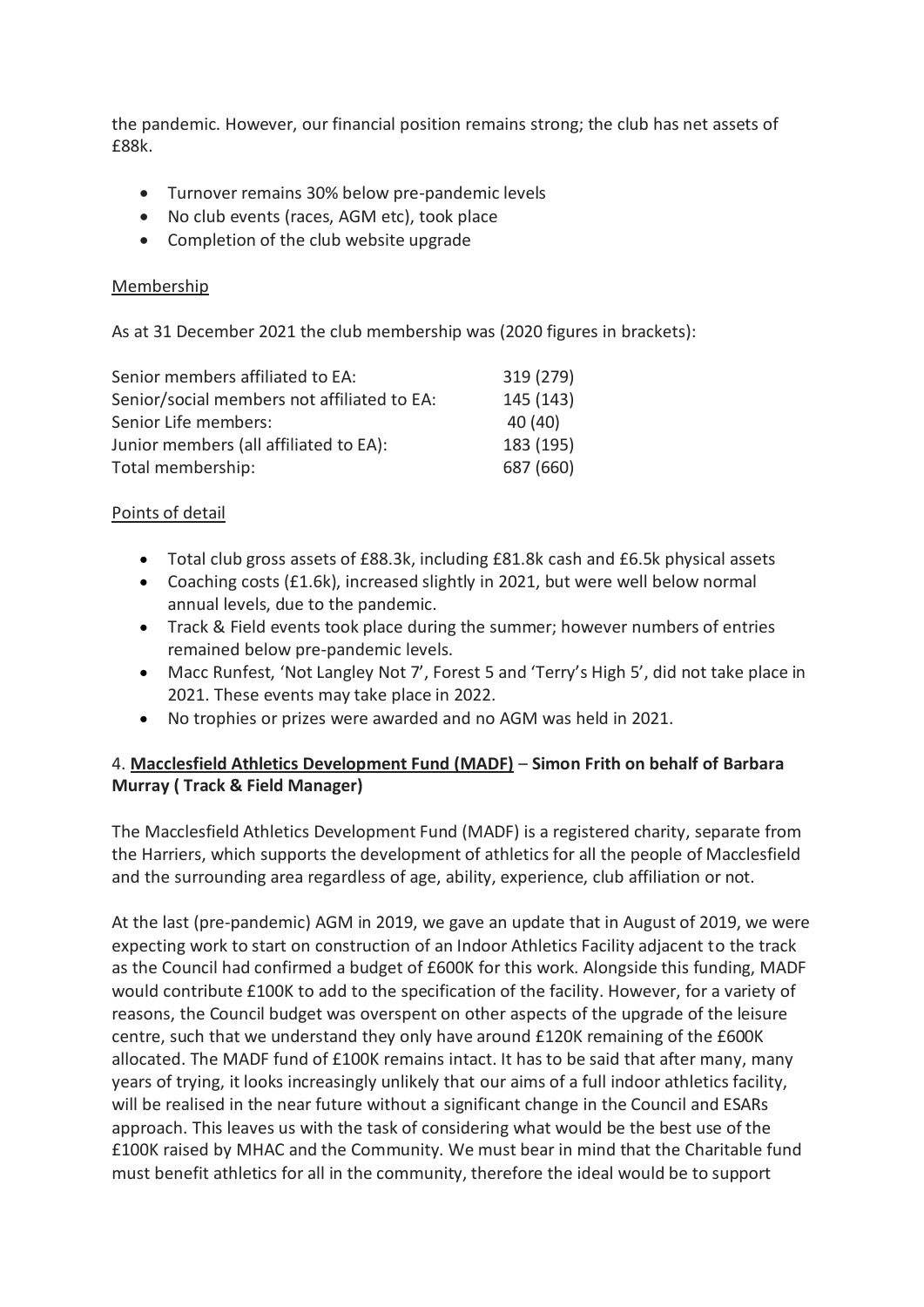the pandemic. However, our financial position remains strong; the club has net assets of £88k.

- Turnover remains 30% below pre-pandemic levels
- No club events (races, AGM etc), took place
- Completion of the club website upgrade

<u>Membership</u>

As at 31 December 2021 the club membership was (2020 figures in brackets):

| | |
|---|---|
| Senior members affiliated to EA: | 319 (279) |
| Senior/social members not affiliated to EA: | 145 (143) |
| Senior Life members: | 40 (40) |
| Junior members (all affiliated to EA): | 183 (195) |
| Total membership: | 687 (660) |

<u>Points of detail</u>

- Total club gross assets of £88.3k, including £81.8k cash and £6.5k physical assets
- Coaching costs (£1.6k), increased slightly in 2021, but were well below normal annual levels, due to the pandemic.
- Track & Field events took place during the summer; however numbers of entries remained below pre-pandemic levels.
- Macc Runfest, 'Not Langley Not 7', Forest 5 and 'Terry's High 5', did not take place in 2021. These events may take place in 2022.
- No trophies or prizes were awarded and no AGM was held in 2021.

4. **<u>Macclesfield Athletics Development Fund (MADF)</u> – Simon Frith on behalf of Barbara Murray ( Track & Field Manager)**

The Macclesfield Athletics Development Fund (MADF) is a registered charity, separate from the Harriers, which supports the development of athletics for all the people of Macclesfield and the surrounding area regardless of age, ability, experience, club affiliation or not.

At the last (pre-pandemic) AGM in 2019, we gave an update that in August of 2019, we were expecting work to start on construction of an Indoor Athletics Facility adjacent to the track as the Council had confirmed a budget of £600K for this work. Alongside this funding, MADF would contribute £100K to add to the specification of the facility. However, for a variety of reasons, the Council budget was overspent on other aspects of the upgrade of the leisure centre, such that we understand they only have around £120K remaining of the £600K allocated. The MADF fund of £100K remains intact. It has to be said that after many, many years of trying, it looks increasingly unlikely that our aims of a full indoor athletics facility, will be realised in the near future without a significant change in the Council and ESARs approach. This leaves us with the task of considering what would be the best use of the £100K raised by MHAC and the Community. We must bear in mind that the Charitable fund must benefit athletics for all in the community, therefore the ideal would be to support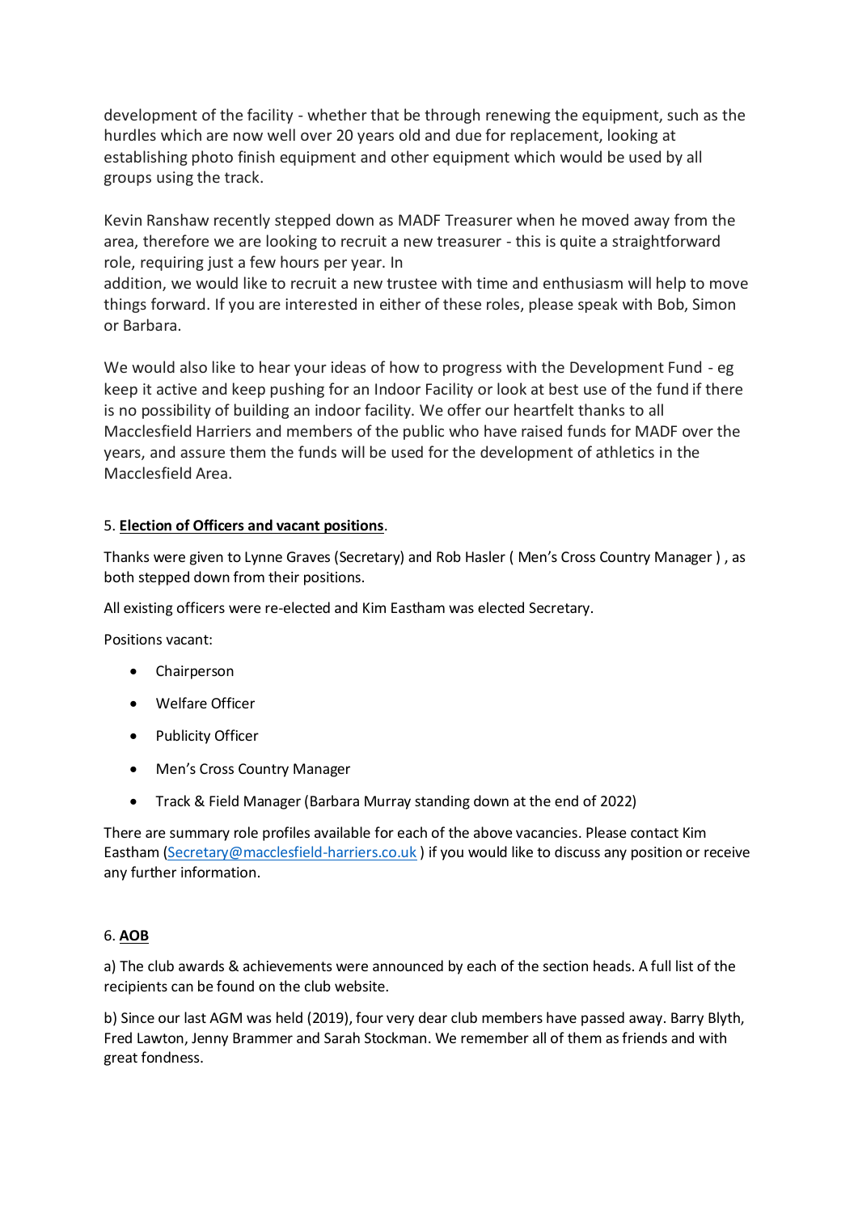development of the facility - whether that be through renewing the equipment, such as the hurdles which are now well over 20 years old and due for replacement, looking at establishing photo finish equipment and other equipment which would be used by all groups using the track.

Kevin Ranshaw recently stepped down as MADF Treasurer when he moved away from the area, therefore we are looking to recruit a new treasurer - this is quite a straightforward role, requiring just a few hours per year. In
addition, we would like to recruit a new trustee with time and enthusiasm will help to move things forward. If you are interested in either of these roles, please speak with Bob, Simon or Barbara.

We would also like to hear your ideas of how to progress with the Development Fund - eg keep it active and keep pushing for an Indoor Facility or look at best use of the fund if there is no possibility of building an indoor facility. We offer our heartfelt thanks to all Macclesfield Harriers and members of the public who have raised funds for MADF over the years, and assure them the funds will be used for the development of athletics in the Macclesfield Area.

5. **Election of Officers and vacant positions**.

Thanks were given to Lynne Graves (Secretary) and Rob Hasler ( Men's Cross Country Manager ) , as both stepped down from their positions.

All existing officers were re-elected and Kim Eastham was elected Secretary.

Positions vacant:

- Chairperson
- Welfare Officer
- Publicity Officer
- Men's Cross Country Manager
- Track & Field Manager (Barbara Murray standing down at the end of 2022)

There are summary role profiles available for each of the above vacancies. Please contact Kim Eastham (Secretary@macclesfield-harriers.co.uk ) if you would like to discuss any position or receive any further information.

6. **AOB**

a) The club awards & achievements were announced by each of the section heads. A full list of the recipients can be found on the club website.

b) Since our last AGM was held (2019), four very dear club members have passed away. Barry Blyth, Fred Lawton, Jenny Brammer and Sarah Stockman. We remember all of them as friends and with great fondness.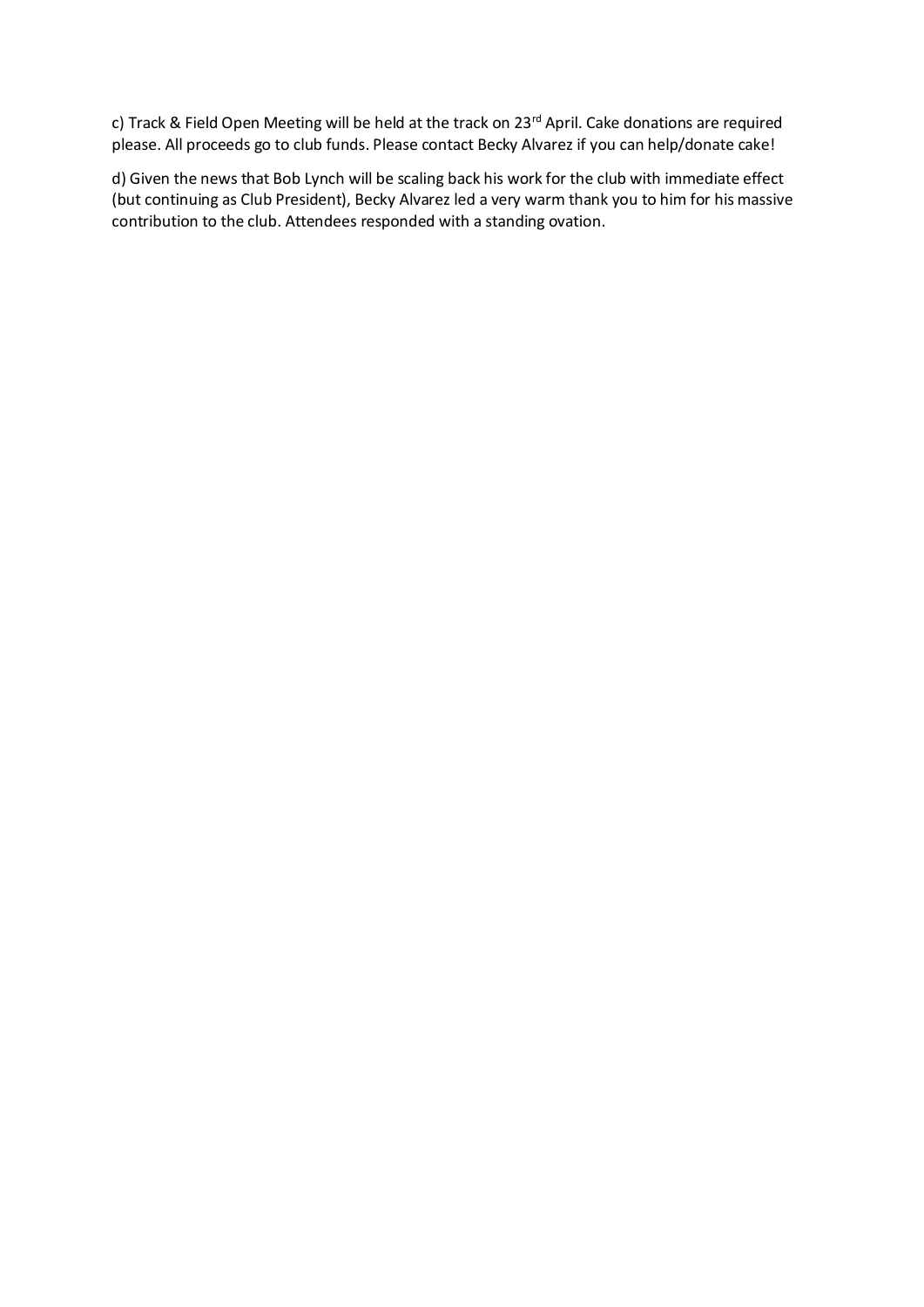c) Track & Field Open Meeting will be held at the track on 23rd April. Cake donations are required please. All proceeds go to club funds. Please contact Becky Alvarez if you can help/donate cake!

d) Given the news that Bob Lynch will be scaling back his work for the club with immediate effect (but continuing as Club President), Becky Alvarez led a very warm thank you to him for his massive contribution to the club. Attendees responded with a standing ovation.